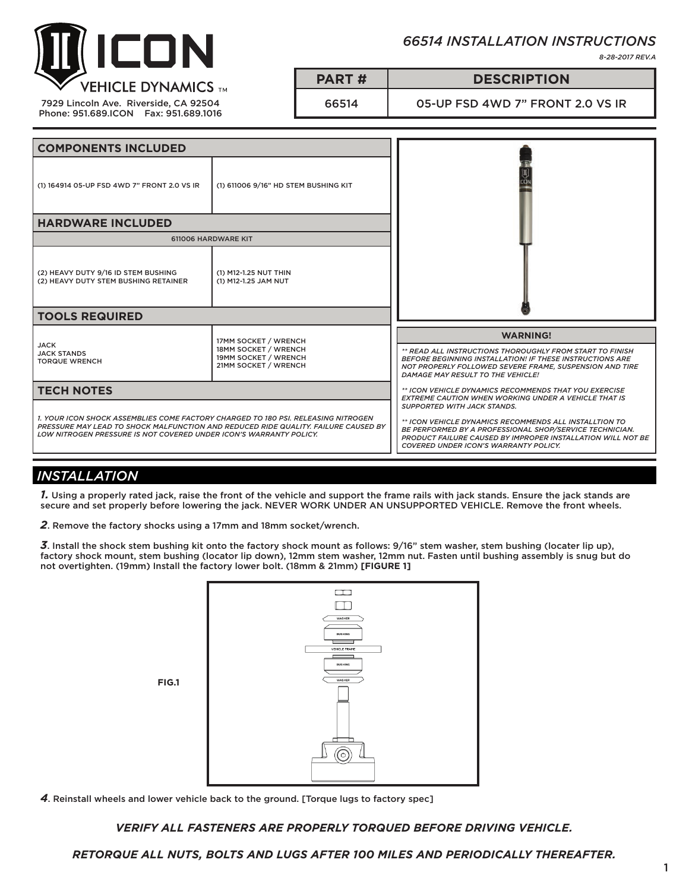# ICON VEHICLE DYNAMICS

7929 Lincoln Ave. Riverside, CA 92504
Phone: 951.689.ICON Fax: 951.689.1016

## *66514 INSTALLATION INSTRUCTIONS*

*8-28-2017 REV.A*

| PART # | DESCRIPTION |
|---|---|
| 66514 | 05-UP FSD 4WD 7" FRONT 2.0 VS IR |

## COMPONENTS INCLUDED

| | |
|---|---|
| (1) 164914 05-UP FSD 4WD 7" FRONT 2.0 VS IR | (1) 611006 9/16" HD STEM BUSHING KIT |

## HARDWARE INCLUDED

| 611006 HARDWARE KIT | |
|---|---|
| (2) HEAVY DUTY 9/16 ID STEM BUSHING<br>(2) HEAVY DUTY STEM BUSHING RETAINER | (1) M12-1.25 NUT THIN<br>(1) M12-1.25 JAM NUT |

## TOOLS REQUIRED

| | |
|---|---|
| JACK<br>JACK STANDS<br>TORQUE WRENCH | 17MM SOCKET / WRENCH<br>18MM SOCKET / WRENCH<br>19MM SOCKET / WRENCH<br>21MM SOCKET / WRENCH |

## TECH NOTES

*1. YOUR ICON SHOCK ASSEMBLIES COME FACTORY CHARGED TO 180 PSI. RELEASING NITROGEN PRESSURE MAY LEAD TO SHOCK MALFUNCTION AND REDUCED RIDE QUALITY. FAILURE CAUSED BY LOW NITROGEN PRESSURE IS NOT COVERED UNDER ICON'S WARRANTY POLICY.*

## WARNING!

*** READ ALL INSTRUCTIONS THOROUGHLY FROM START TO FINISH BEFORE BEGINNING INSTALLATION! IF THESE INSTRUCTIONS ARE NOT PROPERLY FOLLOWED SEVERE FRAME, SUSPENSION AND TIRE DAMAGE MAY RESULT TO THE VEHICLE!*

*** ICON VEHICLE DYNAMICS RECOMMENDS THAT YOU EXERCISE EXTREME CAUTION WHEN WORKING UNDER A VEHICLE THAT IS SUPPORTED WITH JACK STANDS.*

*** ICON VEHICLE DYNAMICS RECOMMENDS ALL INSTALLTION TO BE PERFORMED BY A PROFESSIONAL SHOP/SERVICE TECHNICIAN. PRODUCT FAILURE CAUSED BY IMPROPER INSTALLATION WILL NOT BE COVERED UNDER ICON'S WARRANTY POLICY.*

## *INSTALLATION*

***1.*** Using a properly rated jack, raise the front of the vehicle and support the frame rails with jack stands. Ensure the jack stands are secure and set properly before lowering the jack. NEVER WORK UNDER AN UNSUPPORTED VEHICLE. Remove the front wheels.

***2***. Remove the factory shocks using a 17mm and 18mm socket/wrench.

***3***. Install the shock stem bushing kit onto the factory shock mount as follows: 9/16" stem washer, stem bushing (locater lip up), factory shock mount, stem bushing (locator lip down), 12mm stem washer, 12mm nut. Fasten until bushing assembly is snug but do not overtighten. (19mm) Install the factory lower bolt. (18mm & 21mm) **[FIGURE 1]**

**FIG.1**

WASHER
BUSHING
VEHICLE FRAME
BUSHING
WASHER

***4***. Reinstall wheels and lower vehicle back to the ground. [Torque lugs to factory spec]

***VERIFY ALL FASTENERS ARE PROPERLY TORQUED BEFORE DRIVING VEHICLE.***

***RETORQUE ALL NUTS, BOLTS AND LUGS AFTER 100 MILES AND PERIODICALLY THEREAFTER.***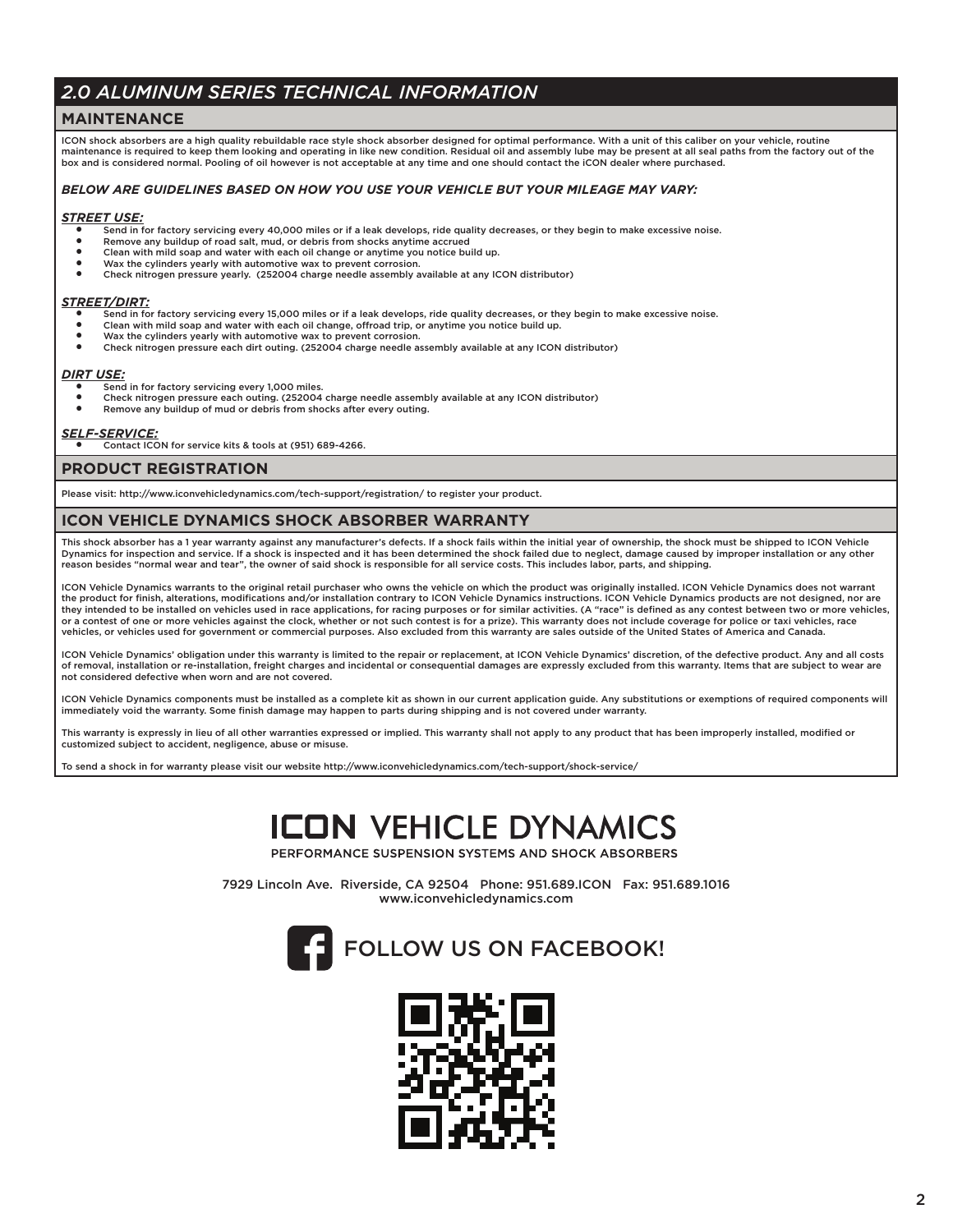# 2.0 ALUMINUM SERIES TECHNICAL INFORMATION

## MAINTENANCE

ICON shock absorbers are a high quality rebuildable race style shock absorber designed for optimal performance. With a unit of this caliber on your vehicle, routine maintenance is required to keep them looking and operating in like new condition. Residual oil and assembly lube may be present at all seal paths from the factory out of the box and is considered normal. Pooling of oil however is not acceptable at any time and one should contact the iCON dealer where purchased.

***BELOW ARE GUIDELINES BASED ON HOW YOU USE YOUR VEHICLE BUT YOUR MILEAGE MAY VARY:***

***STREET USE:***

- Send in for factory servicing every 40,000 miles or if a leak develops, ride quality decreases, or they begin to make excessive noise.
- Remove any buildup of road salt, mud, or debris from shocks anytime accrued
- Clean with mild soap and water with each oil change or anytime you notice build up.
- Wax the cylinders yearly with automotive wax to prevent corrosion.
- Check nitrogen pressure yearly. (252004 charge needle assembly available at any ICON distributor)

***STREET/DIRT:***

- Send in for factory servicing every 15,000 miles or if a leak develops, ride quality decreases, or they begin to make excessive noise.
- Clean with mild soap and water with each oil change, offroad trip, or anytime you notice build up.
- Wax the cylinders yearly with automotive wax to prevent corrosion.
- Check nitrogen pressure each dirt outing. (252004 charge needle assembly available at any ICON distributor)

***DIRT USE:***

- Send in for factory servicing every 1,000 miles.
- Check nitrogen pressure each outing. (252004 charge needle assembly available at any ICON distributor)
- Remove any buildup of mud or debris from shocks after every outing.

***SELF-SERVICE:***

- Contact ICON for service kits & tools at (951) 689-4266.

## PRODUCT REGISTRATION

Please visit: http://www.iconvehicledynamics.com/tech-support/registration/ to register your product.

## ICON VEHICLE DYNAMICS SHOCK ABSORBER WARRANTY

This shock absorber has a 1 year warranty against any manufacturer's defects. If a shock fails within the initial year of ownership, the shock must be shipped to ICON Vehicle Dynamics for inspection and service. If a shock is inspected and it has been determined the shock failed due to neglect, damage caused by improper installation or any other reason besides "normal wear and tear", the owner of said shock is responsible for all service costs. This includes labor, parts, and shipping.

ICON Vehicle Dynamics warrants to the original retail purchaser who owns the vehicle on which the product was originally installed. ICON Vehicle Dynamics does not warrant the product for finish, alterations, modifications and/or installation contrary to ICON Vehicle Dynamics instructions. ICON Vehicle Dynamics products are not designed, nor are they intended to be installed on vehicles used in race applications, for racing purposes or for similar activities. (A "race" is defined as any contest between two or more vehicles, or a contest of one or more vehicles against the clock, whether or not such contest is for a prize). This warranty does not include coverage for police or taxi vehicles, race vehicles, or vehicles used for government or commercial purposes. Also excluded from this warranty are sales outside of the United States of America and Canada.

ICON Vehicle Dynamics' obligation under this warranty is limited to the repair or replacement, at ICON Vehicle Dynamics' discretion, of the defective product. Any and all costs of removal, installation or re-installation, freight charges and incidental or consequential damages are expressly excluded from this warranty. Items that are subject to wear are not considered defective when worn and are not covered.

ICON Vehicle Dynamics components must be installed as a complete kit as shown in our current application guide. Any substitutions or exemptions of required components will immediately void the warranty. Some finish damage may happen to parts during shipping and is not covered under warranty.

This warranty is expressly in lieu of all other warranties expressed or implied. This warranty shall not apply to any product that has been improperly installed, modified or customized subject to accident, negligence, abuse or misuse.

To send a shock in for warranty please visit our website http://www.iconvehicledynamics.com/tech-support/shock-service/

ICON VEHICLE DYNAMICS

PERFORMANCE SUSPENSION SYSTEMS AND SHOCK ABSORBERS

7929 Lincoln Ave. Riverside, CA 92504 Phone: 951.689.ICON Fax: 951.689.1016
www.iconvehicledynamics.com

FOLLOW US ON FACEBOOK!